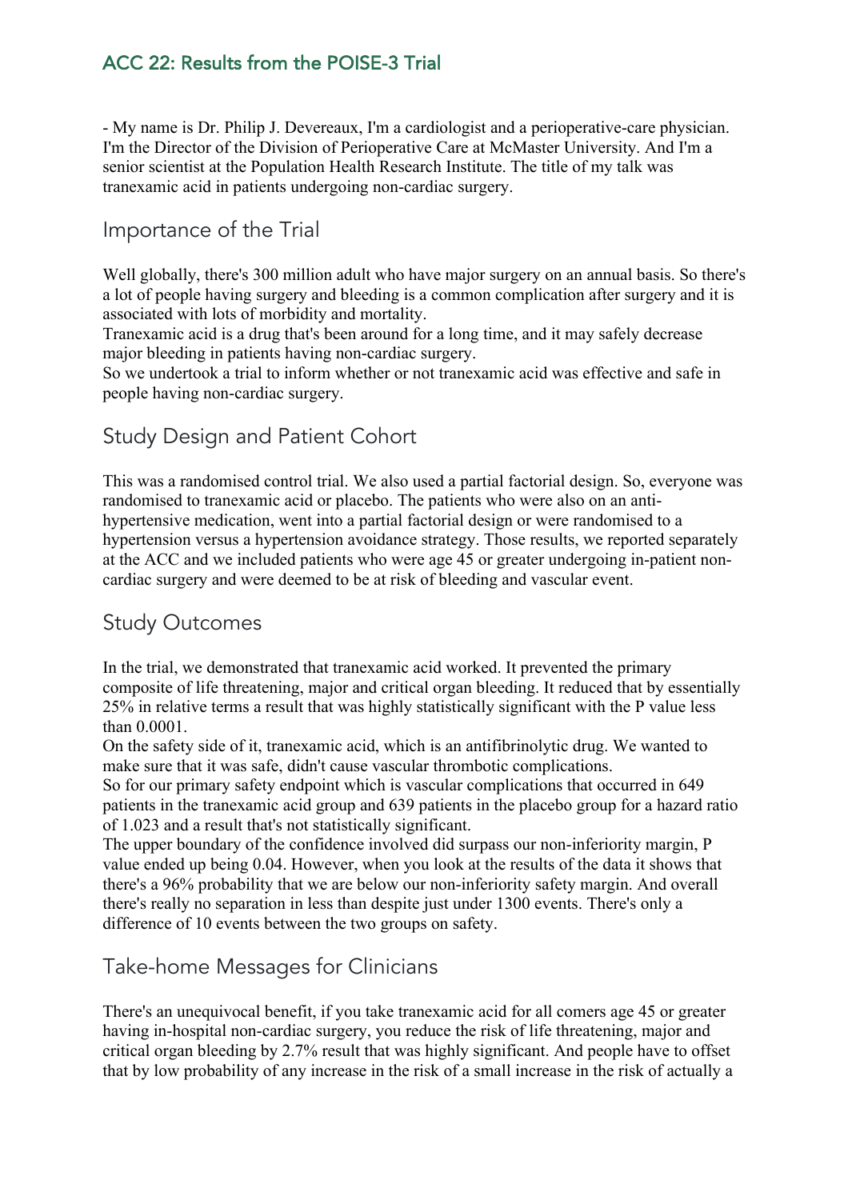# ACC 22: Results from the POISE-3 Trial

- My name is Dr. Philip J. Devereaux, I'm a cardiologist and a perioperative-care physician. I'm the Director of the Division of Perioperative Care at McMaster University. And I'm a senior scientist at the Population Health Research Institute. The title of my talk was tranexamic acid in patients undergoing non-cardiac surgery.

## Importance of the Trial

Well globally, there's 300 million adult who have major surgery on an annual basis. So there's a lot of people having surgery and bleeding is a common complication after surgery and it is associated with lots of morbidity and mortality.

Tranexamic acid is a drug that's been around for a long time, and it may safely decrease major bleeding in patients having non-cardiac surgery.

So we undertook a trial to inform whether or not tranexamic acid was effective and safe in people having non-cardiac surgery.

## Study Design and Patient Cohort

This was a randomised control trial. We also used a partial factorial design. So, everyone was randomised to tranexamic acid or placebo. The patients who were also on an anti-hypertensive medication, went into a partial factorial design or were randomised to a hypertension versus a hypertension avoidance strategy. Those results, we reported separately at the ACC and we included patients who were age 45 or greater undergoing in-patient non-cardiac surgery and were deemed to be at risk of bleeding and vascular event.

## Study Outcomes

In the trial, we demonstrated that tranexamic acid worked. It prevented the primary composite of life threatening, major and critical organ bleeding. It reduced that by essentially 25% in relative terms a result that was highly statistically significant with the P value less than 0.0001.

On the safety side of it, tranexamic acid, which is an antifibrinolytic drug. We wanted to make sure that it was safe, didn't cause vascular thrombotic complications.

So for our primary safety endpoint which is vascular complications that occurred in 649 patients in the tranexamic acid group and 639 patients in the placebo group for a hazard ratio of 1.023 and a result that's not statistically significant.

The upper boundary of the confidence involved did surpass our non-inferiority margin, P value ended up being 0.04. However, when you look at the results of the data it shows that there's a 96% probability that we are below our non-inferiority safety margin. And overall there's really no separation in less than despite just under 1300 events. There's only a difference of 10 events between the two groups on safety.

## Take-home Messages for Clinicians

There's an unequivocal benefit, if you take tranexamic acid for all comers age 45 or greater having in-hospital non-cardiac surgery, you reduce the risk of life threatening, major and critical organ bleeding by 2.7% result that was highly significant. And people have to offset that by low probability of any increase in the risk of a small increase in the risk of actually a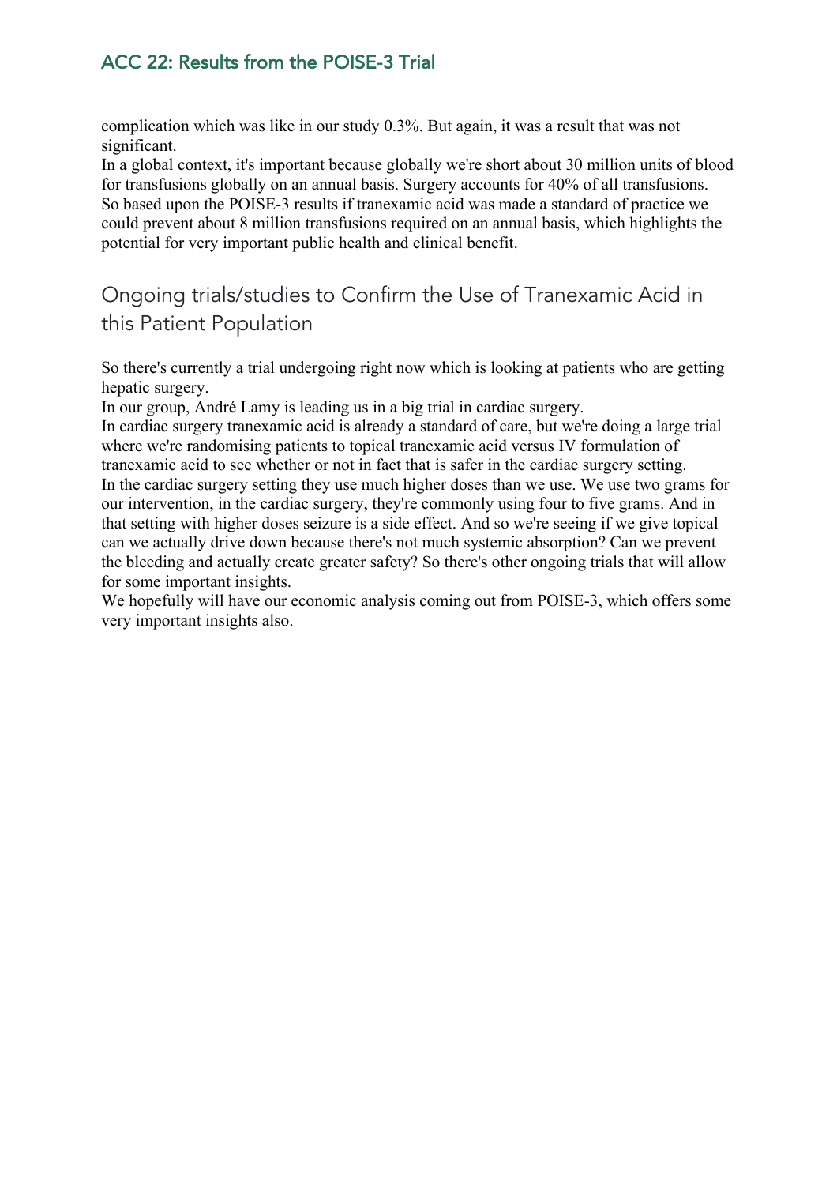complication which was like in our study 0.3%. But again, it was a result that was not significant.

In a global context, it's important because globally we're short about 30 million units of blood for transfusions globally on an annual basis. Surgery accounts for 40% of all transfusions. So based upon the POISE-3 results if tranexamic acid was made a standard of practice we could prevent about 8 million transfusions required on an annual basis, which highlights the potential for very important public health and clinical benefit.

## Ongoing trials/studies to Confirm the Use of Tranexamic Acid in this Patient Population

So there's currently a trial undergoing right now which is looking at patients who are getting hepatic surgery.

In our group, André Lamy is leading us in a big trial in cardiac surgery.

In cardiac surgery tranexamic acid is already a standard of care, but we're doing a large trial where we're randomising patients to topical tranexamic acid versus IV formulation of tranexamic acid to see whether or not in fact that is safer in the cardiac surgery setting.

In the cardiac surgery setting they use much higher doses than we use. We use two grams for our intervention, in the cardiac surgery, they're commonly using four to five grams. And in that setting with higher doses seizure is a side effect. And so we're seeing if we give topical can we actually drive down because there's not much systemic absorption? Can we prevent the bleeding and actually create greater safety? So there's other ongoing trials that will allow for some important insights.

We hopefully will have our economic analysis coming out from POISE-3, which offers some very important insights also.